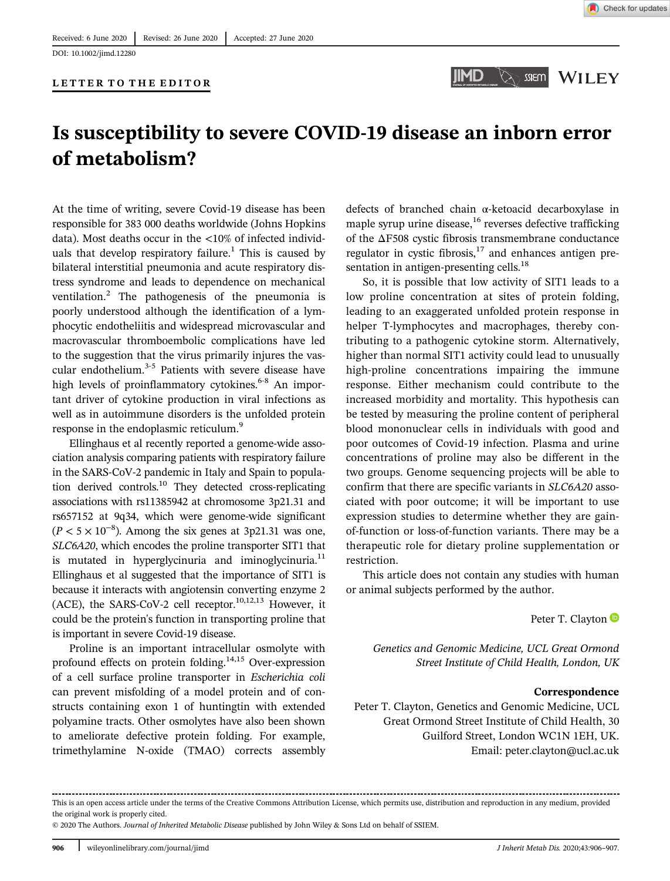Received: 6 June 2020 | Revised: 26 June 2020 | Accepted: 27 June 2020

DOI: 10.1002/jimd.12280

**LETTER TO THE EDITOR**

# Is susceptibility to severe COVID-19 disease an inborn error of metabolism?

At the time of writing, severe Covid-19 disease has been responsible for 383 000 deaths worldwide (Johns Hopkins data). Most deaths occur in the <10% of infected individuals that develop respiratory failure.[1] This is caused by bilateral interstitial pneumonia and acute respiratory distress syndrome and leads to dependence on mechanical ventilation.[2] The pathogenesis of the pneumonia is poorly understood although the identification of a lymphocytic endotheliitis and widespread microvascular and macrovascular thromboembolic complications have led to the suggestion that the virus primarily injures the vascular endothelium.[3-5] Patients with severe disease have high levels of proinflammatory cytokines.[6-8] An important driver of cytokine production in viral infections as well as in autoimmune disorders is the unfolded protein response in the endoplasmic reticulum.[9]

Ellinghaus et al recently reported a genome-wide association analysis comparing patients with respiratory failure in the SARS-CoV-2 pandemic in Italy and Spain to population derived controls.[10] They detected cross-replicating associations with rs11385942 at chromosome 3p21.31 and rs657152 at 9q34, which were genome-wide significant ($P < 5 \times 10^{-8}$). Among the six genes at 3p21.31 was one, *SLC6A20*, which encodes the proline transporter SIT1 that is mutated in hyperglycinuria and iminoglycinuria.[11] Ellinghaus et al suggested that the importance of SIT1 is because it interacts with angiotensin converting enzyme 2 (ACE), the SARS-CoV-2 cell receptor.[10,12,13] However, it could be the protein's function in transporting proline that is important in severe Covid-19 disease.

Proline is an important intracellular osmolyte with profound effects on protein folding.[14,15] Over-expression of a cell surface proline transporter in *Escherichia coli* can prevent misfolding of a model protein and of constructs containing exon 1 of huntingtin with extended polyamine tracts. Other osmolytes have also been shown to ameliorate defective protein folding. For example, trimethylamine N-oxide (TMAO) corrects assembly defects of branched chain α-ketoacid decarboxylase in maple syrup urine disease,[16] reverses defective trafficking of the ΔF508 cystic fibrosis transmembrane conductance regulator in cystic fibrosis,[17] and enhances antigen presentation in antigen-presenting cells.[18]

So, it is possible that low activity of SIT1 leads to a low proline concentration at sites of protein folding, leading to an exaggerated unfolded protein response in helper T-lymphocytes and macrophages, thereby contributing to a pathogenic cytokine storm. Alternatively, higher than normal SIT1 activity could lead to unusually high-proline concentrations impairing the immune response. Either mechanism could contribute to the increased morbidity and mortality. This hypothesis can be tested by measuring the proline content of peripheral blood mononuclear cells in individuals with good and poor outcomes of Covid-19 infection. Plasma and urine concentrations of proline may also be different in the two groups. Genome sequencing projects will be able to confirm that there are specific variants in *SLC6A20* associated with poor outcome; it will be important to use expression studies to determine whether they are gain-of-function or loss-of-function variants. There may be a therapeutic role for dietary proline supplementation or restriction.

This article does not contain any studies with human or animal subjects performed by the author.

Peter T. Clayton

*Genetics and Genomic Medicine, UCL Great Ormond Street Institute of Child Health, London, UK*

**Correspondence**

Peter T. Clayton, Genetics and Genomic Medicine, UCL Great Ormond Street Institute of Child Health, 30 Guilford Street, London WC1N 1EH, UK.
Email: peter.clayton@ucl.ac.uk

---

This is an open access article under the terms of the Creative Commons Attribution License, which permits use, distribution and reproduction in any medium, provided the original work is properly cited.

© 2020 The Authors. *Journal of Inherited Metabolic Disease* published by John Wiley & Sons Ltd on behalf of SSIEM.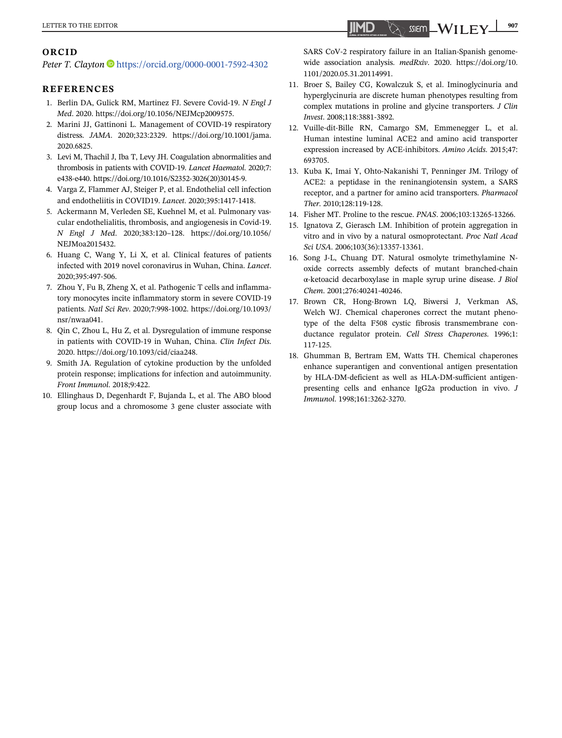## ORCID

*Peter T. Clayton* https://orcid.org/0000-0001-7592-4302

## REFERENCES

1. Berlin DA, Gulick RM, Martinez FJ. Severe Covid-19. *N Engl J Med*. 2020. https://doi.org/10.1056/NEJMcp2009575.
2. Marini JJ, Gattinoni L. Management of COVID-19 respiratory distress. *JAMA*. 2020;323:2329. https://doi.org/10.1001/jama.2020.6825.
3. Levi M, Thachil J, Iba T, Levy JH. Coagulation abnormalities and thrombosis in patients with COVID-19. *Lancet Haematol*. 2020;7:e438-e440. https://doi.org/10.1016/S2352-3026(20)30145-9.
4. Varga Z, Flammer AJ, Steiger P, et al. Endothelial cell infection and endotheliitis in COVID19. *Lancet*. 2020;395:1417-1418.
5. Ackermann M, Verleden SE, Kuehnel M, et al. Pulmonary vascular endothelialitis, thrombosis, and angiogenesis in Covid-19. *N Engl J Med*. 2020;383:120–128. https://doi.org/10.1056/NEJMoa2015432.
6. Huang C, Wang Y, Li X, et al. Clinical features of patients infected with 2019 novel coronavirus in Wuhan, China. *Lancet*. 2020;395:497-506.
7. Zhou Y, Fu B, Zheng X, et al. Pathogenic T cells and inflammatory monocytes incite inflammatory storm in severe COVID-19 patients. *Natl Sci Rev*. 2020;7:998-1002. https://doi.org/10.1093/nsr/nwaa041.
8. Qin C, Zhou L, Hu Z, et al. Dysregulation of immune response in patients with COVID-19 in Wuhan, China. *Clin Infect Dis*. 2020. https://doi.org/10.1093/cid/ciaa248.
9. Smith JA. Regulation of cytokine production by the unfolded protein response; implications for infection and autoimmunity. *Front Immunol*. 2018;9:422.
10. Ellinghaus D, Degenhardt F, Bujanda L, et al. The ABO blood group locus and a chromosome 3 gene cluster associate with SARS CoV-2 respiratory failure in an Italian-Spanish genome-wide association analysis. *medRxiv*. 2020. https://doi.org/10.1101/2020.05.31.20114991.
11. Broer S, Bailey CG, Kowalczuk S, et al. Iminoglycinuria and hyperglycinuria are discrete human phenotypes resulting from complex mutations in proline and glycine transporters. *J Clin Invest*. 2008;118:3881-3892.
12. Vuille-dit-Bille RN, Camargo SM, Emmenegger L, et al. Human intestine luminal ACE2 and amino acid transporter expression increased by ACE-inhibitors. *Amino Acids*. 2015;47:693705.
13. Kuba K, Imai Y, Ohto-Nakanishi T, Penninger JM. Trilogy of ACE2: a peptidase in the reninangiotensin system, a SARS receptor, and a partner for amino acid transporters. *Pharmacol Ther*. 2010;128:119-128.
14. Fisher MT. Proline to the rescue. *PNAS*. 2006;103:13265-13266.
15. Ignatova Z, Gierasch LM. Inhibition of protein aggregation in vitro and in vivo by a natural osmoprotectant. *Proc Natl Acad Sci USA*. 2006;103(36):13357-13361.
16. Song J-L, Chuang DT. Natural osmolyte trimethylamine N-oxide corrects assembly defects of mutant branched-chain α-ketoacid decarboxylase in maple syrup urine disease. *J Biol Chem*. 2001;276:40241-40246.
17. Brown CR, Hong-Brown LQ, Biwersi J, Verkman AS, Welch WJ. Chemical chaperones correct the mutant phenotype of the delta F508 cystic fibrosis transmembrane conductance regulator protein. *Cell Stress Chaperones*. 1996;1:117-125.
18. Ghumman B, Bertram EM, Watts TH. Chemical chaperones enhance superantigen and conventional antigen presentation by HLA-DM-deficient as well as HLA-DM-sufficient antigen-presenting cells and enhance IgG2a production in vivo. *J Immunol*. 1998;161:3262-3270.